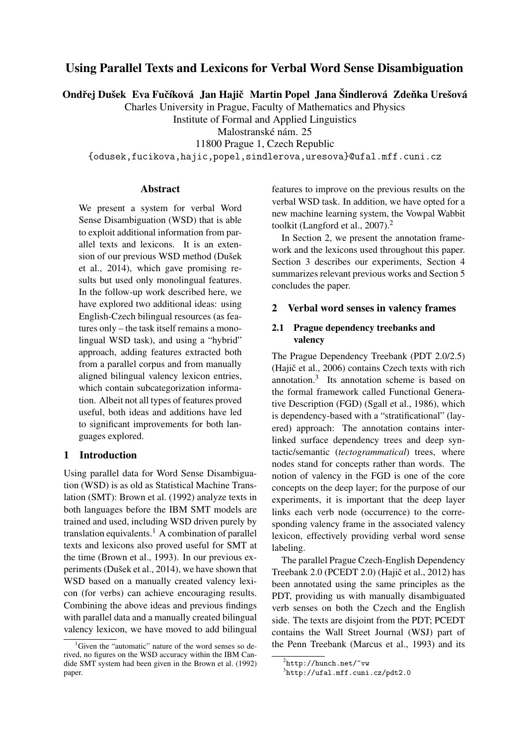# Using Parallel Texts and Lexicons for Verbal Word Sense Disambiguation

**Ondřej Dušek Eva Fučíková Jan Hajič Martin Popel Jana Šindlerová Zdeňka Urešová**

Charles University in Prague, Faculty of Mathematics and Physics
Institute of Formal and Applied Linguistics
Malostranské nám. 25
11800 Prague 1, Czech Republic
{odusek,fucikova,hajic,popel,sindlerova,uresova}@ufal.mff.cuni.cz

## Abstract

We present a system for verbal Word Sense Disambiguation (WSD) that is able to exploit additional information from parallel texts and lexicons. It is an extension of our previous WSD method (Dušek et al., 2014), which gave promising results but used only monolingual features. In the follow-up work described here, we have explored two additional ideas: using English-Czech bilingual resources (as features only – the task itself remains a monolingual WSD task), and using a "hybrid" approach, adding features extracted both from a parallel corpus and from manually aligned bilingual valency lexicon entries, which contain subcategorization information. Albeit not all types of features proved useful, both ideas and additions have led to significant improvements for both languages explored.

## 1 Introduction

Using parallel data for Word Sense Disambiguation (WSD) is as old as Statistical Machine Translation (SMT): Brown et al. (1992) analyze texts in both languages before the IBM SMT models are trained and used, including WSD driven purely by translation equivalents.[1] A combination of parallel texts and lexicons also proved useful for SMT at the time (Brown et al., 1993). In our previous experiments (Dušek et al., 2014), we have shown that WSD based on a manually created valency lexicon (for verbs) can achieve encouraging results. Combining the above ideas and previous findings with parallel data and a manually created bilingual valency lexicon, we have moved to add bilingual features to improve on the previous results on the verbal WSD task. In addition, we have opted for a new machine learning system, the Vowpal Wabbit toolkit (Langford et al., 2007).[2]

In Section 2, we present the annotation framework and the lexicons used throughout this paper. Section 3 describes our experiments, Section 4 summarizes relevant previous works and Section 5 concludes the paper.

## 2 Verbal word senses in valency frames

### 2.1 Prague dependency treebanks and valency

The Prague Dependency Treebank (PDT 2.0/2.5) (Hajič et al., 2006) contains Czech texts with rich annotation.[3] Its annotation scheme is based on the formal framework called Functional Generative Description (FGD) (Sgall et al., 1986), which is dependency-based with a "stratificational" (layered) approach: The annotation contains interlinked surface dependency trees and deep syntactic/semantic (*tectogrammatical*) trees, where nodes stand for concepts rather than words. The notion of valency in the FGD is one of the core concepts on the deep layer; for the purpose of our experiments, it is important that the deep layer links each verb node (occurrence) to the corresponding valency frame in the associated valency lexicon, effectively providing verbal word sense labeling.

The parallel Prague Czech-English Dependency Treebank 2.0 (PCEDT 2.0) (Hajič et al., 2012) has been annotated using the same principles as the PDT, providing us with manually disambiguated verb senses on both the Czech and the English side. The texts are disjoint from the PDT; PCEDT contains the Wall Street Journal (WSJ) part of the Penn Treebank (Marcus et al., 1993) and its

[1] Given the "automatic" nature of the word senses so derived, no figures on the WSD accuracy within the IBM Candide SMT system had been given in the Brown et al. (1992) paper.

[2] http://hunch.net/~vw

[3] http://ufal.mff.cuni.cz/pdt2.0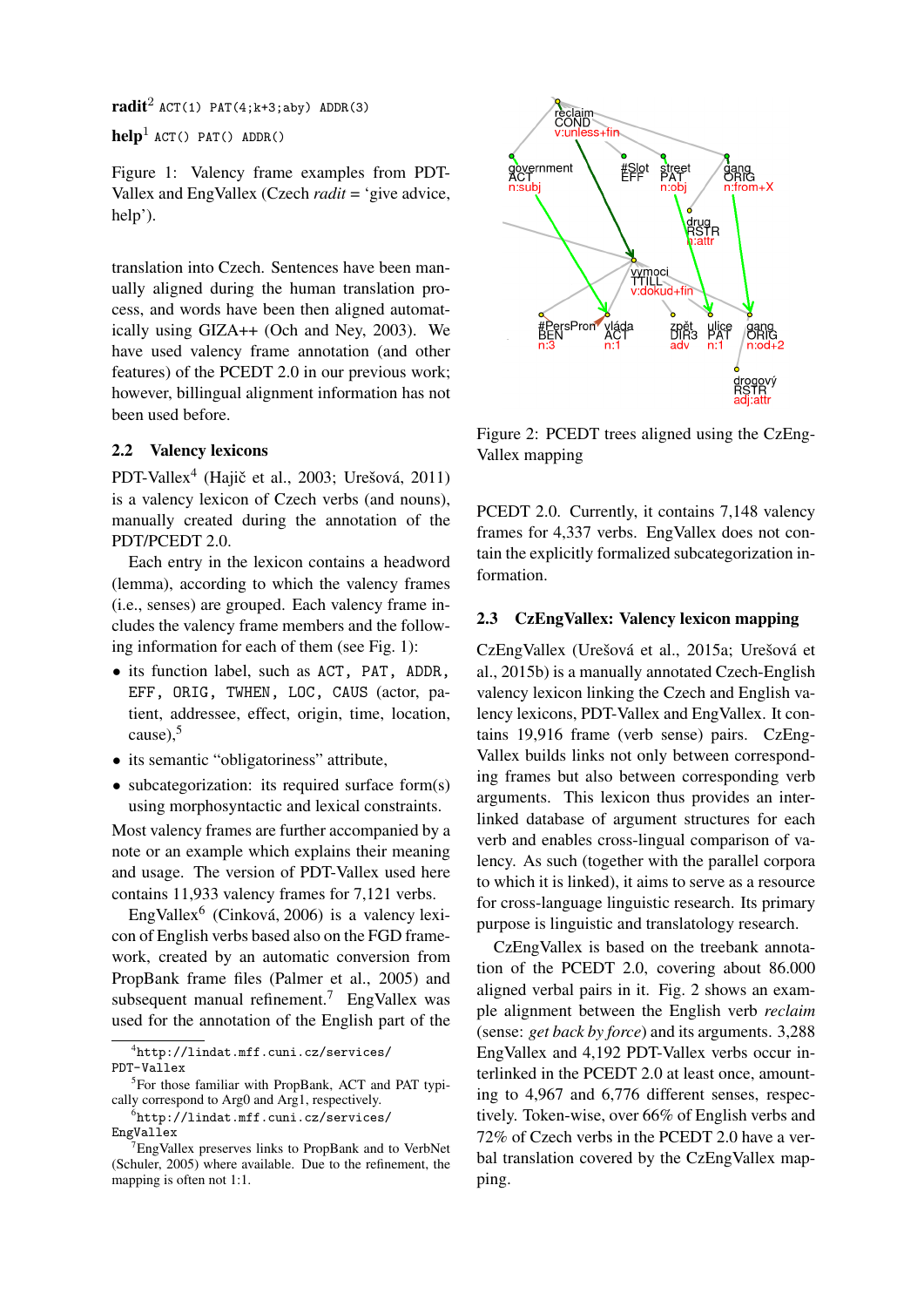**radit**[2] ACT(1) PAT(4;k+3;aby) ADDR(3)

**help**[1] ACT() PAT() ADDR()

Figure 1: Valency frame examples from PDT-Vallex and EngVallex (Czech *radit* = 'give advice, help').

translation into Czech. Sentences have been manually aligned during the human translation process, and words have been then aligned automatically using GIZA++ (Och and Ney, 2003). We have used valency frame annotation (and other features) of the PCEDT 2.0 in our previous work; however, billingual alignment information has not been used before.

## 2.2 Valency lexicons

PDT-Vallex[4] (Hajič et al., 2003; Urešová, 2011) is a valency lexicon of Czech verbs (and nouns), manually created during the annotation of the PDT/PCEDT 2.0.

Each entry in the lexicon contains a headword (lemma), according to which the valency frames (i.e., senses) are grouped. Each valency frame includes the valency frame members and the following information for each of them (see Fig. 1):

- its function label, such as ACT, PAT, ADDR, EFF, ORIG, TWHEN, LOC, CAUS (actor, patient, addressee, effect, origin, time, location, cause),[5]
- its semantic "obligatoriness" attribute,
- subcategorization: its required surface form(s) using morphosyntactic and lexical constraints.

Most valency frames are further accompanied by a note or an example which explains their meaning and usage. The version of PDT-Vallex used here contains 11,933 valency frames for 7,121 verbs.

EngVallex[6] (Cinková, 2006) is a valency lexicon of English verbs based also on the FGD framework, created by an automatic conversion from PropBank frame files (Palmer et al., 2005) and subsequent manual refinement.[7] EngVallex was used for the annotation of the English part of the PCEDT 2.0. Currently, it contains 7,148 valency frames for 4,337 verbs. EngVallex does not contain the explicitly formalized subcategorization information.

Figure 2: PCEDT trees aligned using the CzEngVallex mapping

## 2.3 CzEngVallex: Valency lexicon mapping

CzEngVallex (Urešová et al., 2015a; Urešová et al., 2015b) is a manually annotated Czech-English valency lexicon linking the Czech and English valency lexicons, PDT-Vallex and EngVallex. It contains 19,916 frame (verb sense) pairs. CzEngVallex builds links not only between corresponding frames but also between corresponding verb arguments. This lexicon thus provides an interlinked database of argument structures for each verb and enables cross-lingual comparison of valency. As such (together with the parallel corpora to which it is linked), it aims to serve as a resource for cross-language linguistic research. Its primary purpose is linguistic and translatology research.

CzEngVallex is based on the treebank annotation of the PCEDT 2.0, covering about 86.000 aligned verbal pairs in it. Fig. 2 shows an example alignment between the English verb *reclaim* (sense: *get back by force*) and its arguments. 3,288 EngVallex and 4,192 PDT-Vallex verbs occur interlinked in the PCEDT 2.0 at least once, amounting to 4,967 and 6,776 different senses, respectively. Token-wise, over 66% of English verbs and 72% of Czech verbs in the PCEDT 2.0 have a verbal translation covered by the CzEngVallex mapping.

[4] http://lindat.mff.cuni.cz/services/PDT-Vallex

[5] For those familiar with PropBank, ACT and PAT typically correspond to Arg0 and Arg1, respectively.

[6] http://lindat.mff.cuni.cz/services/EngVallex

[7] EngVallex preserves links to PropBank and to VerbNet (Schuler, 2005) where available. Due to the refinement, the mapping is often not 1:1.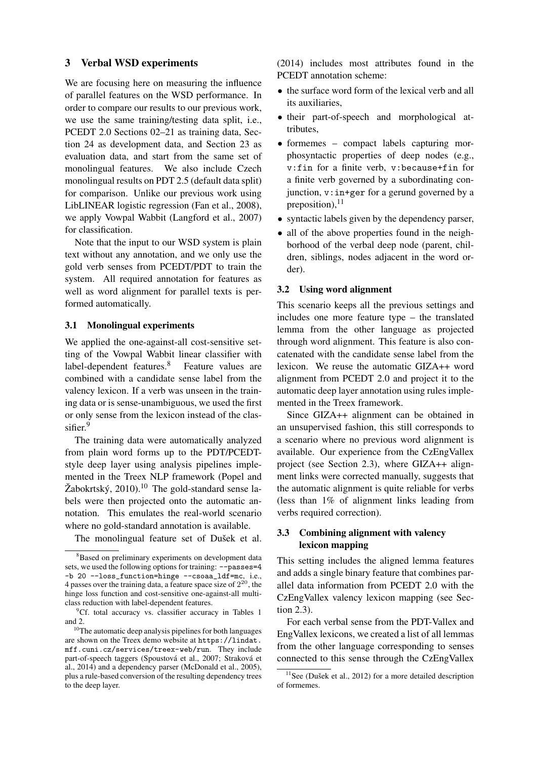## 3 Verbal WSD experiments

We are focusing here on measuring the influence of parallel features on the WSD performance. In order to compare our results to our previous work, we use the same training/testing data split, i.e., PCEDT 2.0 Sections 02–21 as training data, Section 24 as development data, and Section 23 as evaluation data, and start from the same set of monolingual features. We also include Czech monolingual results on PDT 2.5 (default data split) for comparison. Unlike our previous work using LibLINEAR logistic regression (Fan et al., 2008), we apply Vowpal Wabbit (Langford et al., 2007) for classification.

Note that the input to our WSD system is plain text without any annotation, and we only use the gold verb senses from PCEDT/PDT to train the system. All required annotation for features as well as word alignment for parallel texts is performed automatically.

### 3.1 Monolingual experiments

We applied the one-against-all cost-sensitive setting of the Vowpal Wabbit linear classifier with label-dependent features.[8] Feature values are combined with a candidate sense label from the valency lexicon. If a verb was unseen in the training data or is sense-unambiguous, we used the first or only sense from the lexicon instead of the classifier.[9]

The training data were automatically analyzed from plain word forms up to the PDT/PCEDT-style deep layer using analysis pipelines implemented in the Treex NLP framework (Popel and Žabokrtský, 2010).[10] The gold-standard sense labels were then projected onto the automatic annotation. This emulates the real-world scenario where no gold-standard annotation is available.

The monolingual feature set of Dušek et al. (2014) includes most attributes found in the PCEDT annotation scheme:

- the surface word form of the lexical verb and all its auxiliaries,
- their part-of-speech and morphological attributes,
- formemes – compact labels capturing morphosyntactic properties of deep nodes (e.g., `v:fin` for a finite verb, `v:because+fin` for a finite verb governed by a subordinating conjunction, `v:in+ger` for a gerund governed by a preposition),[11]
- syntactic labels given by the dependency parser,
- all of the above properties found in the neighborhood of the verbal deep node (parent, children, siblings, nodes adjacent in the word order).

### 3.2 Using word alignment

This scenario keeps all the previous settings and includes one more feature type – the translated lemma from the other language as projected through word alignment. This feature is also concatenated with the candidate sense label from the lexicon. We reuse the automatic GIZA++ word alignment from PCEDT 2.0 and project it to the automatic deep layer annotation using rules implemented in the Treex framework.

Since GIZA++ alignment can be obtained in an unsupervised fashion, this still corresponds to a scenario where no previous word alignment is available. Our experience from the CzEngVallex project (see Section 2.3), where GIZA++ alignment links were corrected manually, suggests that the automatic alignment is quite reliable for verbs (less than 1% of alignment links leading from verbs required correction).

### 3.3 Combining alignment with valency lexicon mapping

This setting includes the aligned lemma features and adds a single binary feature that combines parallel data information from PCEDT 2.0 with the CzEngVallex valency lexicon mapping (see Section 2.3).

For each verbal sense from the PDT-Vallex and EngVallex lexicons, we created a list of all lemmas from the other language corresponding to senses connected to this sense through the CzEngVallex

---

[8] Based on preliminary experiments on development data sets, we used the following options for training: `--passes=4 -b 20 --loss_function=hinge --csoaa_ldf=mc`, i.e., 4 passes over the training data, a feature space size of $2^{20}$, the hinge loss function and cost-sensitive one-against-all multiclass reduction with label-dependent features.

[9] Cf. total accuracy vs. classifier accuracy in Tables 1 and 2.

[10] The automatic deep analysis pipelines for both languages are shown on the Treex demo website at `https://lindat.mff.cuni.cz/services/treex-web/run`. They include part-of-speech taggers (Spoustová et al., 2007; Straková et al., 2014) and a dependency parser (McDonald et al., 2005), plus a rule-based conversion of the resulting dependency trees to the deep layer.

[11] See (Dušek et al., 2012) for a more detailed description of formemes.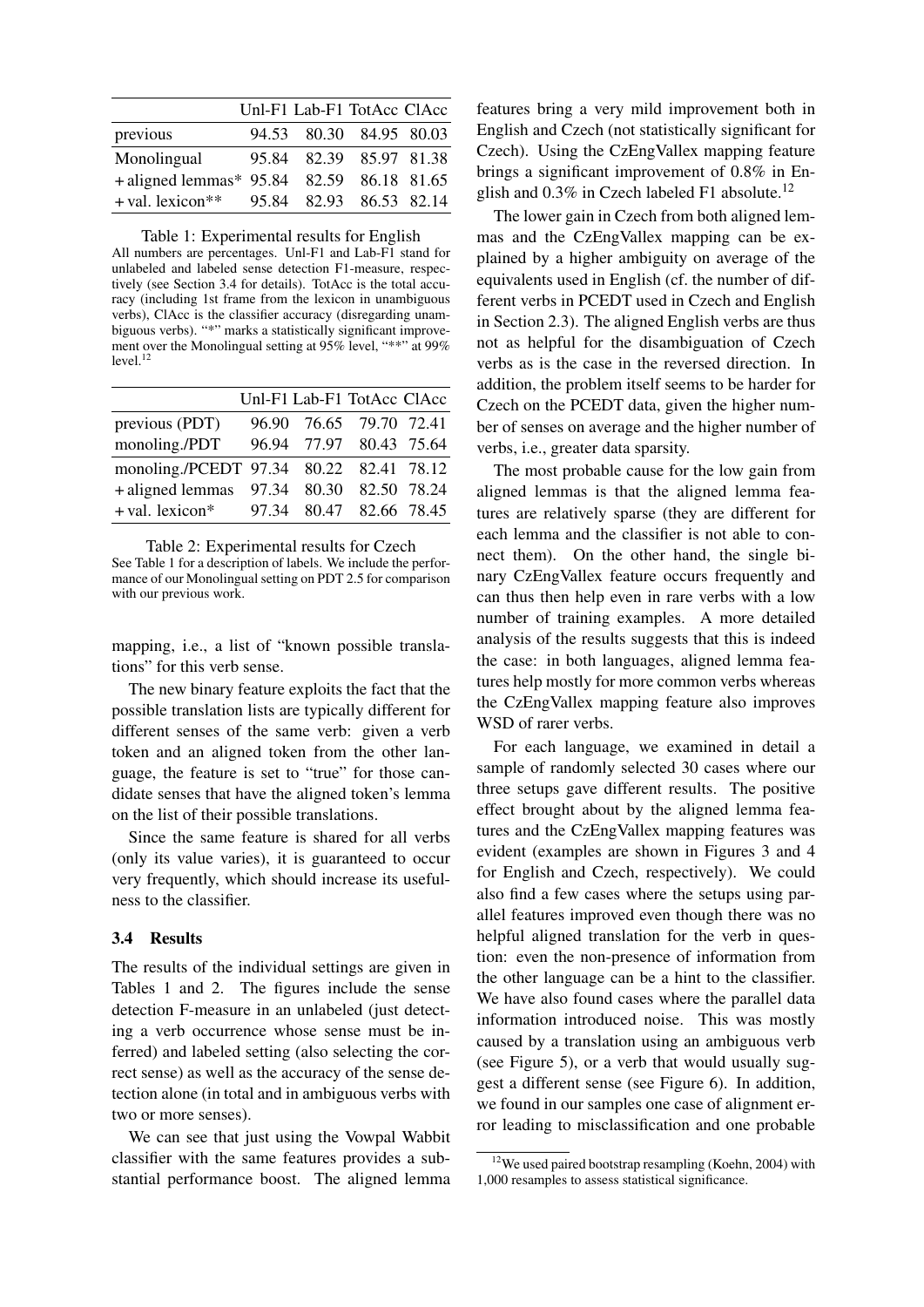|  | Unl-F1 | Lab-F1 | TotAcc | ClAcc |
|---|---|---|---|---|
| previous | 94.53 | 80.30 | 84.95 | 80.03 |
| Monolingual | 95.84 | 82.39 | 85.97 | 81.38 |
| + aligned lemmas* | 95.84 | 82.59 | 86.18 | 81.65 |
| + val. lexicon** | 95.84 | 82.93 | 86.53 | 82.14 |

Table 1: Experimental results for English
All numbers are percentages. Unl-F1 and Lab-F1 stand for unlabeled and labeled sense detection F1-measure, respectively (see Section 3.4 for details). TotAcc is the total accuracy (including 1st frame from the lexicon in unambiguous verbs), ClAcc is the classifier accuracy (disregarding unambiguous verbs). "*" marks a statistically significant improvement over the Monolingual setting at 95% level, "**" at 99% level.[12]

|  | Unl-F1 | Lab-F1 | TotAcc | ClAcc |
|---|---|---|---|---|
| previous (PDT) | 96.90 | 76.65 | 79.70 | 72.41 |
| monoling./PDT | 96.94 | 77.97 | 80.43 | 75.64 |
| monoling./PCEDT | 97.34 | 80.22 | 82.41 | 78.12 |
| + aligned lemmas | 97.34 | 80.30 | 82.50 | 78.24 |
| + val. lexicon* | 97.34 | 80.47 | 82.66 | 78.45 |

Table 2: Experimental results for Czech
See Table 1 for a description of labels. We include the performance of our Monolingual setting on PDT 2.5 for comparison with our previous work.

mapping, i.e., a list of "known possible translations" for this verb sense.

The new binary feature exploits the fact that the possible translation lists are typically different for different senses of the same verb: given a verb token and an aligned token from the other language, the feature is set to "true" for those candidate senses that have the aligned token's lemma on the list of their possible translations.

Since the same feature is shared for all verbs (only its value varies), it is guaranteed to occur very frequently, which should increase its usefulness to the classifier.

### 3.4 Results

The results of the individual settings are given in Tables 1 and 2. The figures include the sense detection F-measure in an unlabeled (just detecting a verb occurrence whose sense must be inferred) and labeled setting (also selecting the correct sense) as well as the accuracy of the sense detection alone (in total and in ambiguous verbs with two or more senses).

We can see that just using the Vowpal Wabbit classifier with the same features provides a substantial performance boost. The aligned lemma features bring a very mild improvement both in English and Czech (not statistically significant for Czech). Using the CzEngVallex mapping feature brings a significant improvement of 0.8% in English and 0.3% in Czech labeled F1 absolute.[12]

The lower gain in Czech from both aligned lemmas and the CzEngVallex mapping can be explained by a higher ambiguity on average of the equivalents used in English (cf. the number of different verbs in PCEDT used in Czech and English in Section 2.3). The aligned English verbs are thus not as helpful for the disambiguation of Czech verbs as is the case in the reversed direction. In addition, the problem itself seems to be harder for Czech on the PCEDT data, given the higher number of senses on average and the higher number of verbs, i.e., greater data sparsity.

The most probable cause for the low gain from aligned lemmas is that the aligned lemma features are relatively sparse (they are different for each lemma and the classifier is not able to connect them). On the other hand, the single binary CzEngVallex feature occurs frequently and can thus then help even in rare verbs with a low number of training examples. A more detailed analysis of the results suggests that this is indeed the case: in both languages, aligned lemma features help mostly for more common verbs whereas the CzEngVallex mapping feature also improves WSD of rarer verbs.

For each language, we examined in detail a sample of randomly selected 30 cases where our three setups gave different results. The positive effect brought about by the aligned lemma features and the CzEngVallex mapping features was evident (examples are shown in Figures 3 and 4 for English and Czech, respectively). We could also find a few cases where the setups using parallel features improved even though there was no helpful aligned translation for the verb in question: even the non-presence of information from the other language can be a hint to the classifier. We have also found cases where the parallel data information introduced noise. This was mostly caused by a translation using an ambiguous verb (see Figure 5), or a verb that would usually suggest a different sense (see Figure 6). In addition, we found in our samples one case of alignment error leading to misclassification and one probable

[12] We used paired bootstrap resampling (Koehn, 2004) with 1,000 resamples to assess statistical significance.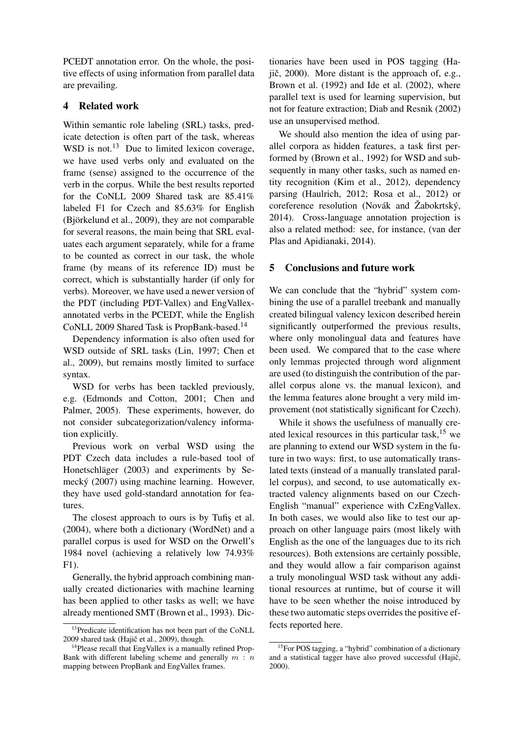PCEDT annotation error. On the whole, the positive effects of using information from parallel data are prevailing.

## 4 Related work

Within semantic role labeling (SRL) tasks, predicate detection is often part of the task, whereas WSD is not.[13] Due to limited lexicon coverage, we have used verbs only and evaluated on the frame (sense) assigned to the occurrence of the verb in the corpus. While the best results reported for the CoNLL 2009 Shared task are 85.41% labeled F1 for Czech and 85.63% for English (Björkelund et al., 2009), they are not comparable for several reasons, the main being that SRL evaluates each argument separately, while for a frame to be counted as correct in our task, the whole frame (by means of its reference ID) must be correct, which is substantially harder (if only for verbs). Moreover, we have used a newer version of the PDT (including PDT-Vallex) and EngVallex-annotated verbs in the PCEDT, while the English CoNLL 2009 Shared Task is PropBank-based.[14]

Dependency information is also often used for WSD outside of SRL tasks (Lin, 1997; Chen et al., 2009), but remains mostly limited to surface syntax.

WSD for verbs has been tackled previously, e.g. (Edmonds and Cotton, 2001; Chen and Palmer, 2005). These experiments, however, do not consider subcategorization/valency information explicitly.

Previous work on verbal WSD using the PDT Czech data includes a rule-based tool of Honetschläger (2003) and experiments by Semecký (2007) using machine learning. However, they have used gold-standard annotation for features.

The closest approach to ours is by Tufiş et al. (2004), where both a dictionary (WordNet) and a parallel corpus is used for WSD on the Orwell's 1984 novel (achieving a relatively low 74.93% F1).

Generally, the hybrid approach combining manually created dictionaries with machine learning has been applied to other tasks as well; we have already mentioned SMT (Brown et al., 1993). Dictionaries have been used in POS tagging (Hajič, 2000). More distant is the approach of, e.g., Brown et al. (1992) and Ide et al. (2002), where parallel text is used for learning supervision, but not for feature extraction; Diab and Resnik (2002) use an unsupervised method.

We should also mention the idea of using parallel corpora as hidden features, a task first performed by (Brown et al., 1992) for WSD and subsequently in many other tasks, such as named entity recognition (Kim et al., 2012), dependency parsing (Haulrich, 2012; Rosa et al., 2012) or coreference resolution (Novák and Žabokrtský, 2014). Cross-language annotation projection is also a related method: see, for instance, (van der Plas and Apidianaki, 2014).

## 5 Conclusions and future work

We can conclude that the "hybrid" system combining the use of a parallel treebank and manually created bilingual valency lexicon described herein significantly outperformed the previous results, where only monolingual data and features have been used. We compared that to the case where only lemmas projected through word alignment are used (to distinguish the contribution of the parallel corpus alone vs. the manual lexicon), and the lemma features alone brought a very mild improvement (not statistically significant for Czech).

While it shows the usefulness of manually created lexical resources in this particular task,[15] we are planning to extend our WSD system in the future in two ways: first, to use automatically translated texts (instead of a manually translated parallel corpus), and second, to use automatically extracted valency alignments based on our Czech-English "manual" experience with CzEngVallex. In both cases, we would also like to test our approach on other language pairs (most likely with English as the one of the languages due to its rich resources). Both extensions are certainly possible, and they would allow a fair comparison against a truly monolingual WSD task without any additional resources at runtime, but of course it will have to be seen whether the noise introduced by these two automatic steps overrides the positive effects reported here.

---

[13] Predicate identification has not been part of the CoNLL 2009 shared task (Hajič et al., 2009), though.

[14] Please recall that EngVallex is a manually refined PropBank with different labeling scheme and generally $m : n$ mapping between PropBank and EngVallex frames.

[15] For POS tagging, a "hybrid" combination of a dictionary and a statistical tagger have also proved successful (Hajič, 2000).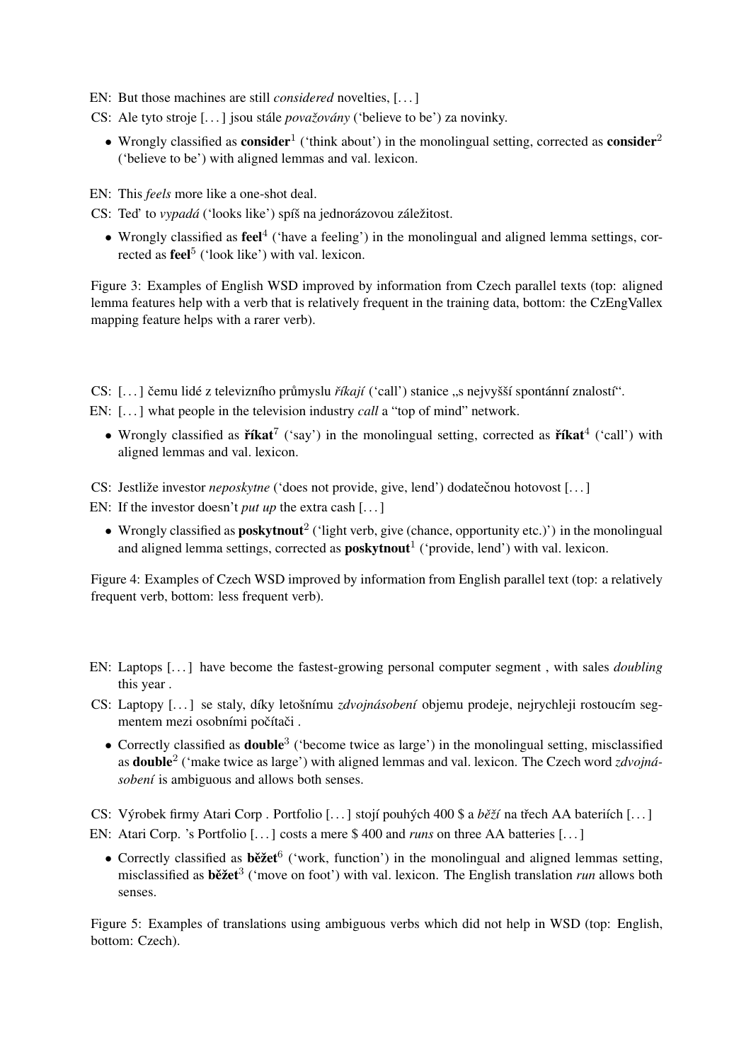EN: But those machines are still *considered* novelties, [. . . ]

CS: Ale tyto stroje [. . . ] jsou stále *považovány* ('believe to be') za novinky.

- Wrongly classified as **consider**$^1$ ('think about') in the monolingual setting, corrected as **consider**$^2$ ('believe to be') with aligned lemmas and val. lexicon.

EN: This *feels* more like a one-shot deal.

CS: Teď to *vypadá* ('looks like') spíš na jednorázovou záležitost.

- Wrongly classified as **feel**$^4$ ('have a feeling') in the monolingual and aligned lemma settings, corrected as **feel**$^5$ ('look like') with val. lexicon.

Figure 3: Examples of English WSD improved by information from Czech parallel texts (top: aligned lemma features help with a verb that is relatively frequent in the training data, bottom: the CzEngVallex mapping feature helps with a rarer verb).

CS: [. . . ] čemu lidé z televizního průmyslu *říkají* ('call') stanice „s nejvyšší spontánní znalostí".

EN: [. . . ] what people in the television industry *call* a "top of mind" network.

- Wrongly classified as **říkat**$^7$ ('say') in the monolingual setting, corrected as **říkat**$^4$ ('call') with aligned lemmas and val. lexicon.

CS: Jestliže investor *neposkytne* ('does not provide, give, lend') dodatečnou hotovost [. . . ]

EN: If the investor doesn't *put up* the extra cash [. . . ]

- Wrongly classified as **poskytnout**$^2$ ('light verb, give (chance, opportunity etc.)') in the monolingual and aligned lemma settings, corrected as **poskytnout**$^1$ ('provide, lend') with val. lexicon.

Figure 4: Examples of Czech WSD improved by information from English parallel text (top: a relatively frequent verb, bottom: less frequent verb).

EN: Laptops [. . . ] have become the fastest-growing personal computer segment , with sales *doubling* this year .

CS: Laptopy [. . . ] se staly, díky letošnímu *zdvojnásobení* objemu prodeje, nejrychleji rostoucím segmentem mezi osobními počítači .

- Correctly classified as **double**$^3$ ('become twice as large') in the monolingual setting, misclassified as **double**$^2$ ('make twice as large') with aligned lemmas and val. lexicon. The Czech word *zdvojnásobení* is ambiguous and allows both senses.

CS: Výrobek firmy Atari Corp . Portfolio [. . . ] stojí pouhých 400 $ a *běží* na třech AA bateriích [. . . ]

EN: Atari Corp. 's Portfolio [. . . ] costs a mere $ 400 and *runs* on three AA batteries [. . . ]

- Correctly classified as **běžet**$^6$ ('work, function') in the monolingual and aligned lemmas setting, misclassified as **běžet**$^3$ ('move on foot') with val. lexicon. The English translation *run* allows both senses.

Figure 5: Examples of translations using ambiguous verbs which did not help in WSD (top: English, bottom: Czech).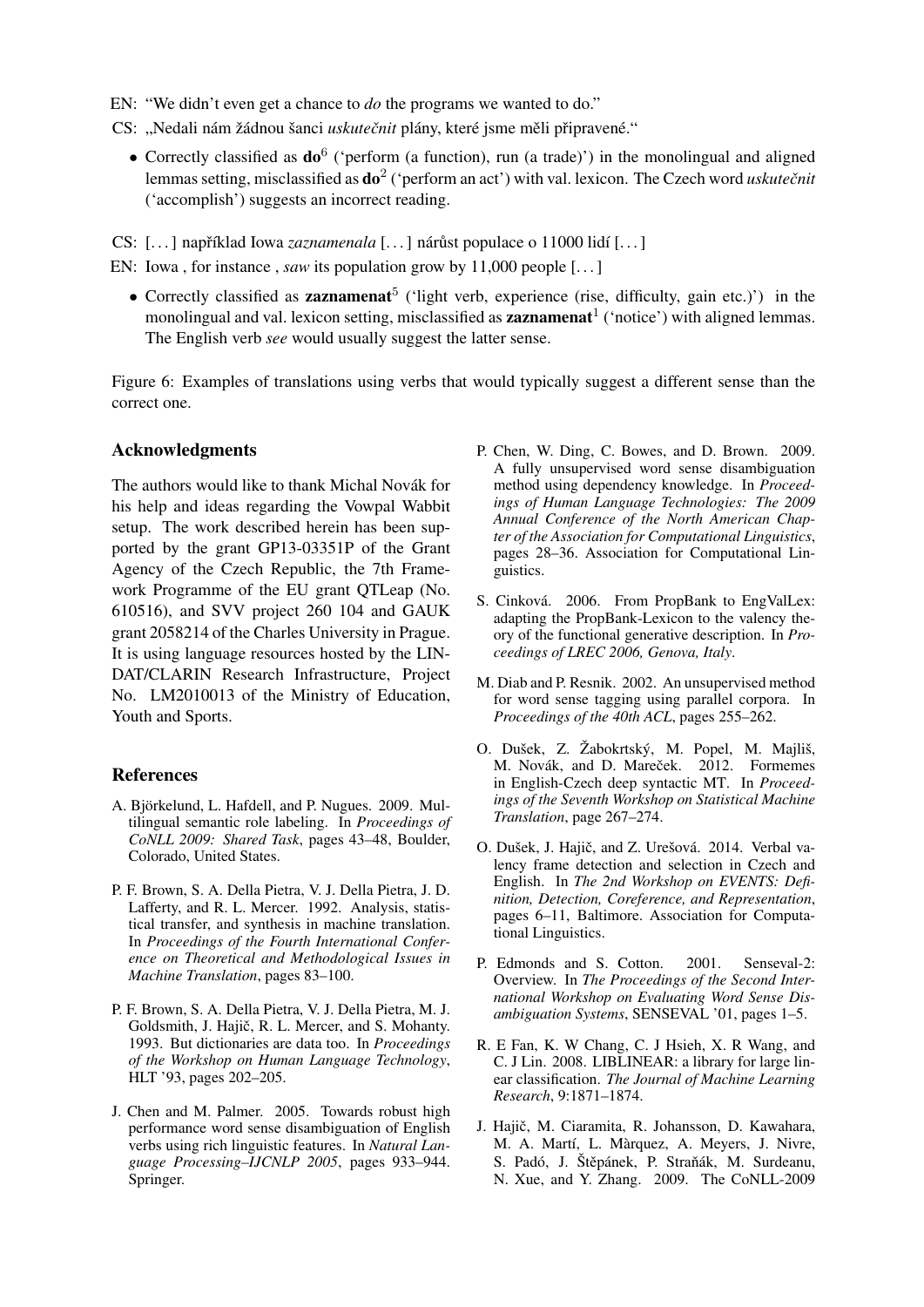EN: “We didn’t even get a chance to *do* the programs we wanted to do.”

CS: „Nedali nám žádnou šanci *uskutečnit* plány, které jsme měli připravené.“

- Correctly classified as **do**[6] (‘perform (a function), run (a trade)’) in the monolingual and aligned lemmas setting, misclassified as **do**[2] (‘perform an act’) with val. lexicon. The Czech word *uskutečnit* (‘accomplish’) suggests an incorrect reading.

CS: [. . . ] například Iowa *zaznamenala* [. . . ] nárůst populace o 11000 lidí [. . . ]

EN: Iowa , for instance , *saw* its population grow by 11,000 people [. . . ]

- Correctly classified as **zaznamenat**[5] (‘light verb, experience (rise, difficulty, gain etc.)’) in the monolingual and val. lexicon setting, misclassified as **zaznamenat**[1] (‘notice’) with aligned lemmas. The English verb *see* would usually suggest the latter sense.

Figure 6: Examples of translations using verbs that would typically suggest a different sense than the correct one.

## Acknowledgments

The authors would like to thank Michal Novák for his help and ideas regarding the Vowpal Wabbit setup. The work described herein has been supported by the grant GP13-03351P of the Grant Agency of the Czech Republic, the 7th Framework Programme of the EU grant QTLeap (No. 610516), and SVV project 260 104 and GAUK grant 2058214 of the Charles University in Prague. It is using language resources hosted by the LINDAT/CLARIN Research Infrastructure, Project No. LM2010013 of the Ministry of Education, Youth and Sports.

## References

A. Björkelund, L. Hafdell, and P. Nugues. 2009. Multilingual semantic role labeling. In *Proceedings of CoNLL 2009: Shared Task*, pages 43–48, Boulder, Colorado, United States.

P. F. Brown, S. A. Della Pietra, V. J. Della Pietra, J. D. Lafferty, and R. L. Mercer. 1992. Analysis, statistical transfer, and synthesis in machine translation. In *Proceedings of the Fourth International Conference on Theoretical and Methodological Issues in Machine Translation*, pages 83–100.

P. F. Brown, S. A. Della Pietra, V. J. Della Pietra, M. J. Goldsmith, J. Hajič, R. L. Mercer, and S. Mohanty. 1993. But dictionaries are data too. In *Proceedings of the Workshop on Human Language Technology*, HLT ’93, pages 202–205.

J. Chen and M. Palmer. 2005. Towards robust high performance word sense disambiguation of English verbs using rich linguistic features. In *Natural Language Processing–IJCNLP 2005*, pages 933–944. Springer.

P. Chen, W. Ding, C. Bowes, and D. Brown. 2009. A fully unsupervised word sense disambiguation method using dependency knowledge. In *Proceedings of Human Language Technologies: The 2009 Annual Conference of the North American Chapter of the Association for Computational Linguistics*, pages 28–36. Association for Computational Linguistics.

S. Cinková. 2006. From PropBank to EngValLex: adapting the PropBank-Lexicon to the valency theory of the functional generative description. In *Proceedings of LREC 2006, Genova, Italy*.

M. Diab and P. Resnik. 2002. An unsupervised method for word sense tagging using parallel corpora. In *Proceedings of the 40th ACL*, pages 255–262.

O. Dušek, Z. Žabokrtský, M. Popel, M. Majliš, M. Novák, and D. Mareček. 2012. Formemes in English-Czech deep syntactic MT. In *Proceedings of the Seventh Workshop on Statistical Machine Translation*, page 267–274.

O. Dušek, J. Hajič, and Z. Urešová. 2014. Verbal valency frame detection and selection in Czech and English. In *The 2nd Workshop on EVENTS: Definition, Detection, Coreference, and Representation*, pages 6–11, Baltimore. Association for Computational Linguistics.

P. Edmonds and S. Cotton. 2001. Senseval-2: Overview. In *The Proceedings of the Second International Workshop on Evaluating Word Sense Disambiguation Systems*, SENSEVAL ’01, pages 1–5.

R. E Fan, K. W Chang, C. J Hsieh, X. R Wang, and C. J Lin. 2008. LIBLINEAR: a library for large linear classification. *The Journal of Machine Learning Research*, 9:1871–1874.

J. Hajič, M. Ciaramita, R. Johansson, D. Kawahara, M. A. Martí, L. Màrquez, A. Meyers, J. Nivre, S. Padó, J. Štěpánek, P. Straňák, M. Surdeanu, N. Xue, and Y. Zhang. 2009. The CoNLL-2009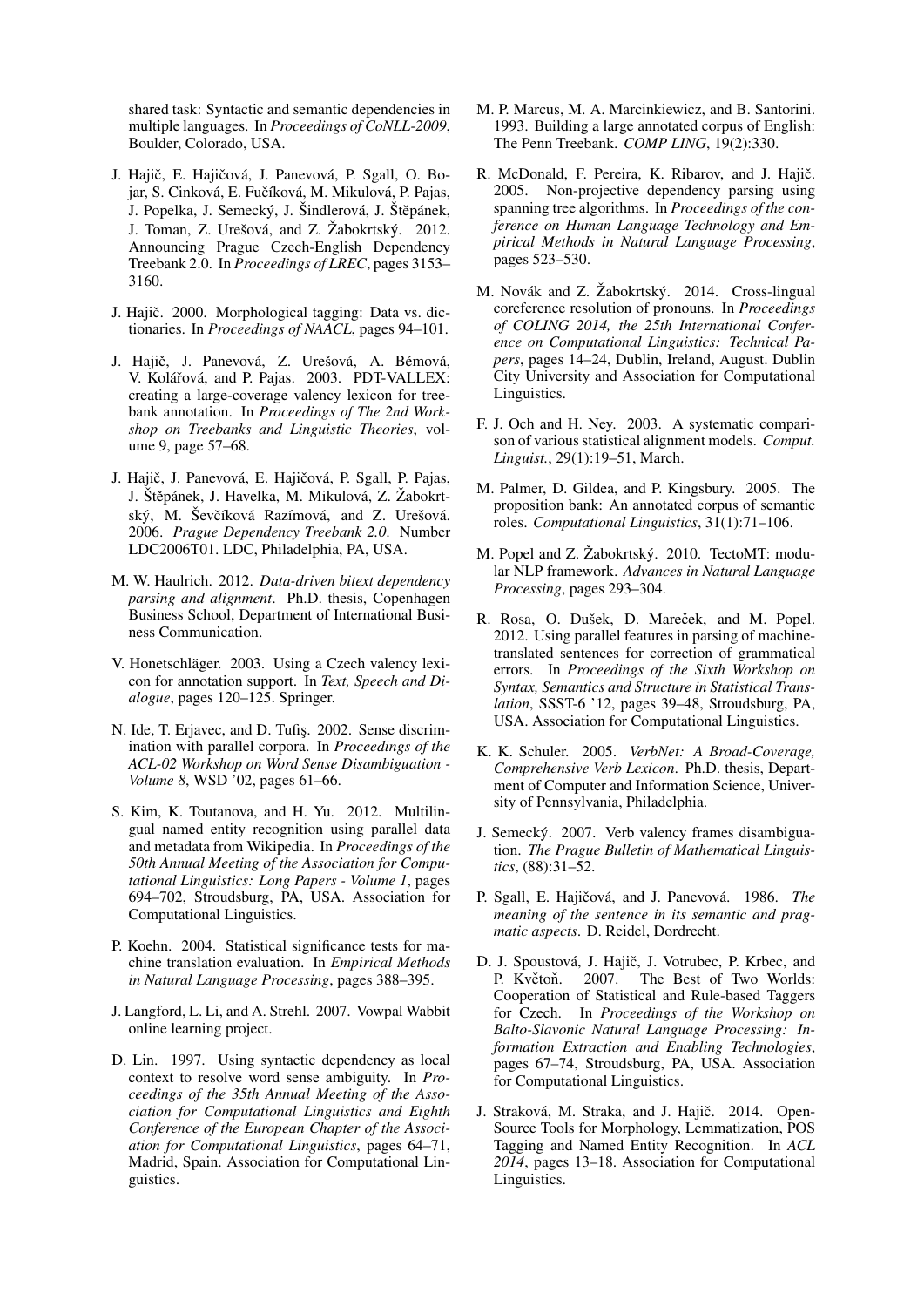shared task: Syntactic and semantic dependencies in multiple languages. In *Proceedings of CoNLL-2009*, Boulder, Colorado, USA.

J. Hajič, E. Hajičová, J. Panevová, P. Sgall, O. Bojar, S. Cinková, E. Fučíková, M. Mikulová, P. Pajas, J. Popelka, J. Semecký, J. Šindlerová, J. Štěpánek, J. Toman, Z. Urešová, and Z. Žabokrtský. 2012. Announcing Prague Czech-English Dependency Treebank 2.0. In *Proceedings of LREC*, pages 3153–3160.

J. Hajič. 2000. Morphological tagging: Data vs. dictionaries. In *Proceedings of NAACL*, pages 94–101.

J. Hajič, J. Panevová, Z. Urešová, A. Bémová, V. Kolářová, and P. Pajas. 2003. PDT-VALLEX: creating a large-coverage valency lexicon for treebank annotation. In *Proceedings of The 2nd Workshop on Treebanks and Linguistic Theories*, volume 9, page 57–68.

J. Hajič, J. Panevová, E. Hajičová, P. Sgall, P. Pajas, J. Štěpánek, J. Havelka, M. Mikulová, Z. Žabokrtský, M. Ševčíková Razímová, and Z. Urešová. 2006. *Prague Dependency Treebank 2.0*. Number LDC2006T01. LDC, Philadelphia, PA, USA.

M. W. Haulrich. 2012. *Data-driven bitext dependency parsing and alignment*. Ph.D. thesis, Copenhagen Business School, Department of International Business Communication.

V. Honetschläger. 2003. Using a Czech valency lexicon for annotation support. In *Text, Speech and Dialogue*, pages 120–125. Springer.

N. Ide, T. Erjavec, and D. Tufiş. 2002. Sense discrimination with parallel corpora. In *Proceedings of the ACL-02 Workshop on Word Sense Disambiguation - Volume 8*, WSD '02, pages 61–66.

S. Kim, K. Toutanova, and H. Yu. 2012. Multilingual named entity recognition using parallel data and metadata from Wikipedia. In *Proceedings of the 50th Annual Meeting of the Association for Computational Linguistics: Long Papers - Volume 1*, pages 694–702, Stroudsburg, PA, USA. Association for Computational Linguistics.

P. Koehn. 2004. Statistical significance tests for machine translation evaluation. In *Empirical Methods in Natural Language Processing*, pages 388–395.

J. Langford, L. Li, and A. Strehl. 2007. Vowpal Wabbit online learning project.

D. Lin. 1997. Using syntactic dependency as local context to resolve word sense ambiguity. In *Proceedings of the 35th Annual Meeting of the Association for Computational Linguistics and Eighth Conference of the European Chapter of the Association for Computational Linguistics*, pages 64–71, Madrid, Spain. Association for Computational Linguistics.

M. P. Marcus, M. A. Marcinkiewicz, and B. Santorini. 1993. Building a large annotated corpus of English: The Penn Treebank. *COMP LING*, 19(2):330.

R. McDonald, F. Pereira, K. Ribarov, and J. Hajič. 2005. Non-projective dependency parsing using spanning tree algorithms. In *Proceedings of the conference on Human Language Technology and Empirical Methods in Natural Language Processing*, pages 523–530.

M. Novák and Z. Žabokrtský. 2014. Cross-lingual coreference resolution of pronouns. In *Proceedings of COLING 2014, the 25th International Conference on Computational Linguistics: Technical Papers*, pages 14–24, Dublin, Ireland, August. Dublin City University and Association for Computational Linguistics.

F. J. Och and H. Ney. 2003. A systematic comparison of various statistical alignment models. *Comput. Linguist.*, 29(1):19–51, March.

M. Palmer, D. Gildea, and P. Kingsbury. 2005. The proposition bank: An annotated corpus of semantic roles. *Computational Linguistics*, 31(1):71–106.

M. Popel and Z. Žabokrtský. 2010. TectoMT: modular NLP framework. *Advances in Natural Language Processing*, pages 293–304.

R. Rosa, O. Dušek, D. Mareček, and M. Popel. 2012. Using parallel features in parsing of machine-translated sentences for correction of grammatical errors. In *Proceedings of the Sixth Workshop on Syntax, Semantics and Structure in Statistical Translation*, SSST-6 '12, pages 39–48, Stroudsburg, PA, USA. Association for Computational Linguistics.

K. K. Schuler. 2005. *VerbNet: A Broad-Coverage, Comprehensive Verb Lexicon*. Ph.D. thesis, Department of Computer and Information Science, University of Pennsylvania, Philadelphia.

J. Semecký. 2007. Verb valency frames disambiguation. *The Prague Bulletin of Mathematical Linguistics*, (88):31–52.

P. Sgall, E. Hajičová, and J. Panevová. 1986. *The meaning of the sentence in its semantic and pragmatic aspects*. D. Reidel, Dordrecht.

D. J. Spoustová, J. Hajič, J. Votrubec, P. Krbec, and P. Květoň. 2007. The Best of Two Worlds: Cooperation of Statistical and Rule-based Taggers for Czech. In *Proceedings of the Workshop on Balto-Slavonic Natural Language Processing: Information Extraction and Enabling Technologies*, pages 67–74, Stroudsburg, PA, USA. Association for Computational Linguistics.

J. Straková, M. Straka, and J. Hajič. 2014. Open-Source Tools for Morphology, Lemmatization, POS Tagging and Named Entity Recognition. In *ACL 2014*, pages 13–18. Association for Computational Linguistics.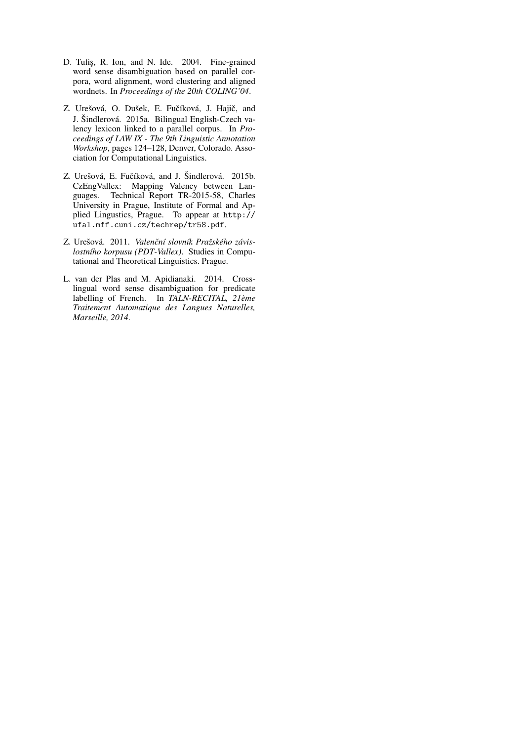D. Tufiş, R. Ion, and N. Ide. 2004. Fine-grained word sense disambiguation based on parallel corpora, word alignment, word clustering and aligned wordnets. In *Proceedings of the 20th COLING'04*.

Z. Urešová, O. Dušek, E. Fučíková, J. Hajič, and J. Šindlerová. 2015a. Bilingual English-Czech valency lexicon linked to a parallel corpus. In *Proceedings of LAW IX - The 9th Linguistic Annotation Workshop*, pages 124–128, Denver, Colorado. Association for Computational Linguistics.

Z. Urešová, E. Fučíková, and J. Šindlerová. 2015b. CzEngVallex: Mapping Valency between Languages. Technical Report TR-2015-58, Charles University in Prague, Institute of Formal and Applied Lingustics, Prague. To appear at `http://ufal.mff.cuni.cz/techrep/tr58.pdf`.

Z. Urešová. 2011. *Valenční slovník Pražského závislostního korpusu (PDT-Vallex)*. Studies in Computational and Theoretical Linguistics. Prague.

L. van der Plas and M. Apidianaki. 2014. Cross-lingual word sense disambiguation for predicate labelling of French. In *TALN-RECITAL, 21ème Traitement Automatique des Langues Naturelles, Marseille, 2014*.